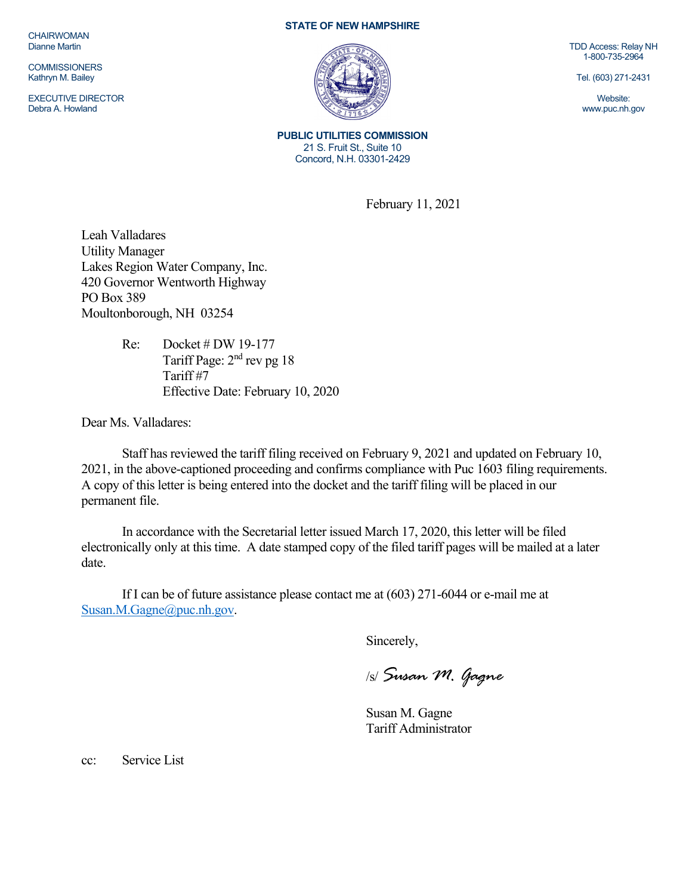CHAIRWOMAN
Dianne Martin

COMMISSIONERS
Kathryn M. Bailey

EXECUTIVE DIRECTOR
Debra A. Howland

**STATE OF NEW HAMPSHIRE**

**PUBLIC UTILITIES COMMISSION**
21 S. Fruit St., Suite 10
Concord, N.H. 03301-2429

TDD Access: Relay NH
1-800-735-2964

Tel. (603) 271-2431

Website:
www.puc.nh.gov

February 11, 2021

Leah Valladares
Utility Manager
Lakes Region Water Company, Inc.
420 Governor Wentworth Highway
PO Box 389
Moultonborough, NH 03254

Re: Docket # DW 19-177
Tariff Page: 2nd rev pg 18
Tariff #7
Effective Date: February 10, 2020

Dear Ms. Valladares:

Staff has reviewed the tariff filing received on February 9, 2021 and updated on February 10, 2021, in the above-captioned proceeding and confirms compliance with Puc 1603 filing requirements. A copy of this letter is being entered into the docket and the tariff filing will be placed in our permanent file.

In accordance with the Secretarial letter issued March 17, 2020, this letter will be filed electronically only at this time. A date stamped copy of the filed tariff pages will be mailed at a later date.

If I can be of future assistance please contact me at (603) 271-6044 or e-mail me at Susan.M.Gagne@puc.nh.gov.

Sincerely,

/s/ *Susan M. Gagne*

Susan M. Gagne
Tariff Administrator

cc: Service List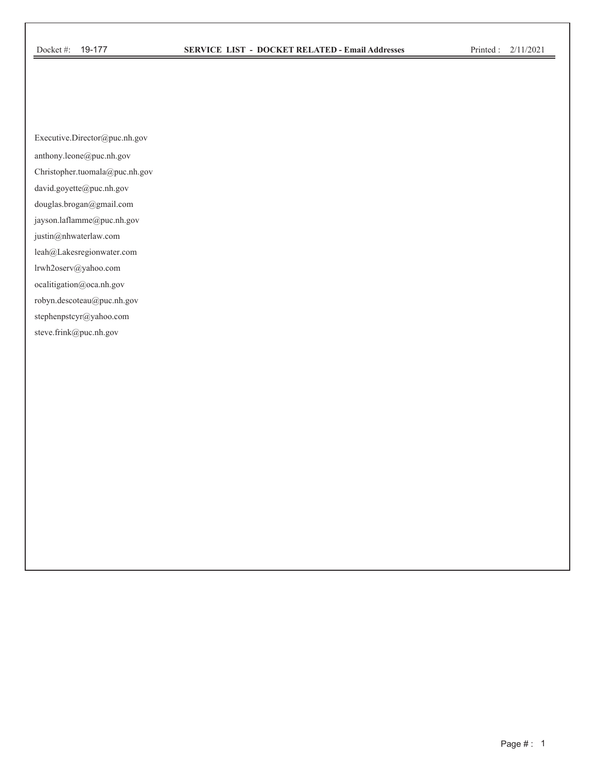Docket #: 19-177 **SERVICE LIST - DOCKET RELATED - Email Addresses** Printed : 2/11/2021

Executive.Director@puc.nh.gov

anthony.leone@puc.nh.gov

Christopher.tuomala@puc.nh.gov

david.goyette@puc.nh.gov

douglas.brogan@gmail.com

jayson.laflamme@puc.nh.gov

justin@nhwaterlaw.com

leah@Lakesregionwater.com

lrwh2oserv@yahoo.com

ocalitigation@oca.nh.gov

robyn.descoteau@puc.nh.gov

stephenpstcyr@yahoo.com

steve.frink@puc.nh.gov